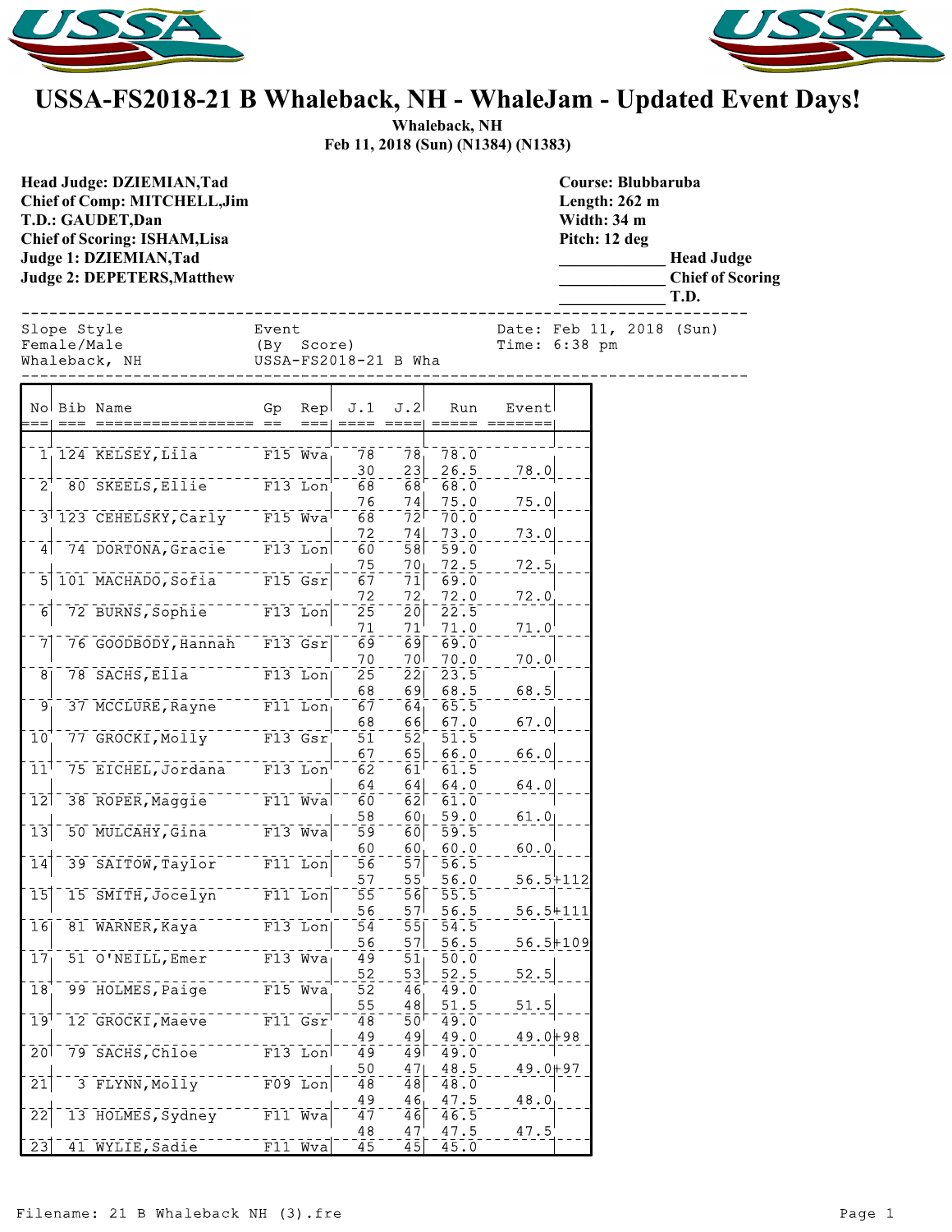# USSA-FS2018-21 B Whaleback, NH - WhaleJam - Updated Event Days!

**Whaleback, NH**
**Feb 11, 2018 (Sun) (N1384) (N1383)**

**Head Judge: DZIEMIAN,Tad**
**Chief of Comp: MITCHELL,Jim**
**T.D.: GAUDET,Dan**
**Chief of Scoring: ISHAM,Lisa**
**Judge 1: DZIEMIAN,Tad**
**Judge 2: DEPETERS,Matthew**

**Course: Blubbaruba**
**Length: 262 m**
**Width: 34 m**
**Pitch: 12 deg**
_____________ **Head Judge**
_____________ **Chief of Scoring**
_____________ **T.D.**

Slope Style / Female/Male / Whaleback, NH — Event (By Score) USSA-FS2018-21 B Wha — Date: Feb 11, 2018 (Sun) Time: 6:38 pm

| No | Bib | Name | Gp | Rep | J.1 | J.2 | Run | Event |
|---|---|---|---|---|---|---|---|---|
| 1 | 124 | KELSEY,Lila | F15 | Wva | 78 | 78 | 78.0 | |
| | | | | | 30 | 23 | 26.5 | 78.0 |
| 2 | 80 | SKEELS,Ellie | F13 | Lon | 68 | 68 | 68.0 | |
| | | | | | 76 | 74 | 75.0 | 75.0 |
| 3 | 123 | CEHELSKY,Carly | F15 | Wva | 68 | 72 | 70.0 | |
| | | | | | 72 | 74 | 73.0 | 73.0 |
| 4 | 74 | DORTONA,Gracie | F13 | Lon | 60 | 58 | 59.0 | |
| | | | | | 75 | 70 | 72.5 | 72.5 |
| 5 | 101 | MACHADO,Sofia | F15 | Gsr | 67 | 71 | 69.0 | |
| | | | | | 72 | 72 | 72.0 | 72.0 |
| 6 | 72 | BURNS,Sophie | F13 | Lon | 25 | 20 | 22.5 | |
| | | | | | 71 | 71 | 71.0 | 71.0 |
| 7 | 76 | GOODBODY,Hannah | F13 | Gsr | 69 | 69 | 69.0 | |
| | | | | | 70 | 70 | 70.0 | 70.0 |
| 8 | 78 | SACHS,Ella | F13 | Lon | 25 | 22 | 23.5 | |
| | | | | | 68 | 69 | 68.5 | 68.5 |
| 9 | 37 | MCCLURE,Rayne | F11 | Lon | 67 | 64 | 65.5 | |
| | | | | | 68 | 66 | 67.0 | 67.0 |
| 10 | 77 | GROCKI,Molly | F13 | Gsr | 51 | 52 | 51.5 | |
| | | | | | 67 | 65 | 66.0 | 66.0 |
| 11 | 75 | EICHEL,Jordana | F13 | Lon | 62 | 61 | 61.5 | |
| | | | | | 64 | 64 | 64.0 | 64.0 |
| 12 | 38 | ROPER,Maggie | F11 | Wva | 60 | 62 | 61.0 | |
| | | | | | 58 | 60 | 59.0 | 61.0 |
| 13 | 50 | MULCAHY,Gina | F13 | Wva | 59 | 60 | 59.5 | |
| | | | | | 60 | 60 | 60.0 | 60.0 |
| 14 | 39 | SAITOW,Taylor | F11 | Lon | 56 | 57 | 56.5 | |
| | | | | | 57 | 55 | 56.0 | 56.5+112 |
| 15 | 15 | SMITH,Jocelyn | F11 | Lon | 55 | 56 | 55.5 | |
| | | | | | 56 | 57 | 56.5 | 56.5+111 |
| 16 | 81 | WARNER,Kaya | F13 | Lon | 54 | 55 | 54.5 | |
| | | | | | 56 | 57 | 56.5 | 56.5+109 |
| 17 | 51 | O'NEILL,Emer | F13 | Wva | 49 | 51 | 50.0 | |
| | | | | | 52 | 53 | 52.5 | 52.5 |
| 18 | 99 | HOLMES,Paige | F15 | Wva | 52 | 46 | 49.0 | |
| | | | | | 55 | 48 | 51.5 | 51.5 |
| 19 | 12 | GROCKI,Maeve | F11 | Gsr | 48 | 50 | 49.0 | |
| | | | | | 49 | 49 | 49.0 | 49.0+98 |
| 20 | 79 | SACHS,Chloe | F13 | Lon | 49 | 49 | 49.0 | |
| | | | | | 50 | 47 | 48.5 | 49.0+97 |
| 21 | 3 | FLYNN,Molly | F09 | Lon | 48 | 48 | 48.0 | |
| | | | | | 49 | 46 | 47.5 | 48.0 |
| 22 | 13 | HOLMES,Sydney | F11 | Wva | 47 | 46 | 46.5 | |
| | | | | | 48 | 47 | 47.5 | 47.5 |
| 23 | 41 | WYLIE,Sadie | F11 | Wva | 45 | 45 | 45.0 | |

Filename: 21 B Whaleback NH (3).fre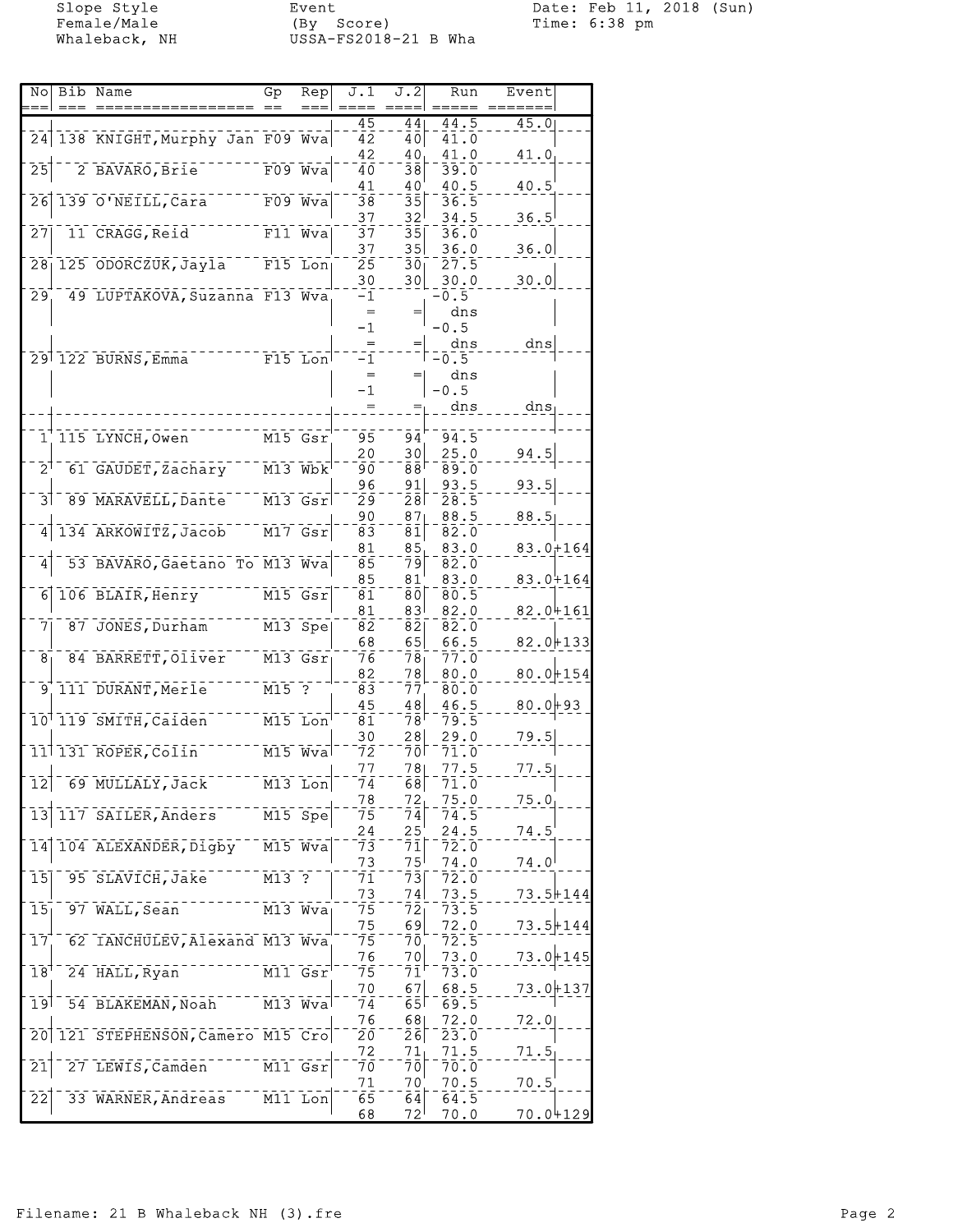Slope Style
Female/Male
Whaleback, NH

Event
(By Score)
USSA-FS2018-21 B Wha

Date: Feb 11, 2018 (Sun)
Time: 6:38 pm

| No | Bib | Name | Gp | Rep | J.1 | J.2 | Run | Event |
|---|---|---|---|---|---|---|---|---|
| | | | | | 45 | 44 | 44.5 | 45.0 |
| 24 | 138 | KNIGHT,Murphy Jan | F09 | Wva | 42 | 40 | 41.0 | |
| | | | | | 42 | 40 | 41.0 | 41.0 |
| 25 | 2 | BAVARO,Brie | F09 | Wva | 40 | 38 | 39.0 | |
| | | | | | 41 | 40 | 40.5 | 40.5 |
| 26 | 139 | O'NEILL,Cara | F09 | Wva | 38 | 35 | 36.5 | |
| | | | | | 37 | 32 | 34.5 | 36.5 |
| 27 | 11 | CRAGG,Reid | F11 | Wva | 37 | 35 | 36.0 | |
| | | | | | 37 | 35 | 36.0 | 36.0 |
| 28 | 125 | ODORCZUK,Jayla | F15 | Lon | 25 | 30 | 27.5 | |
| | | | | | 30 | 30 | 30.0 | 30.0 |
| 29 | 49 | LUPTAKOVA,Suzanna | F13 | Wva | -1 | | -0.5 | |
| | | | | | = | = | dns | |
| | | | | | -1 | | -0.5 | |
| | | | | | = | = | dns | dns |
| 29 | 122 | BURNS,Emma | F15 | Lon | -1 | | -0.5 | |
| | | | | | = | = | dns | |
| | | | | | -1 | | -0.5 | |
| | | | | | = | = | dns | dns |
| 1 | 115 | LYNCH,Owen | M15 | Gsr | 95 | 94 | 94.5 | |
| | | | | | 20 | 30 | 25.0 | 94.5 |
| 2 | 61 | GAUDET,Zachary | M13 | Wbk | 90 | 88 | 89.0 | |
| | | | | | 96 | 91 | 93.5 | 93.5 |
| 3 | 89 | MARAVELL,Dante | M13 | Gsr | 29 | 28 | 28.5 | |
| | | | | | 90 | 87 | 88.5 | 88.5 |
| 4 | 134 | ARKOWITZ,Jacob | M17 | Gsr | 83 | 81 | 82.0 | |
| | | | | | 81 | 85 | 83.0 | 83.0+164 |
| 4 | 53 | BAVARO,Gaetano To | M13 | Wva | 85 | 79 | 82.0 | |
| | | | | | 85 | 81 | 83.0 | 83.0+164 |
| 6 | 106 | BLAIR,Henry | M15 | Gsr | 81 | 80 | 80.5 | |
| | | | | | 81 | 83 | 82.0 | 82.0+161 |
| 7 | 87 | JONES,Durham | M13 | Spe | 82 | 82 | 82.0 | |
| | | | | | 68 | 65 | 66.5 | 82.0+133 |
| 8 | 84 | BARRETT,Oliver | M13 | Gsr | 76 | 78 | 77.0 | |
| | | | | | 82 | 78 | 80.0 | 80.0+154 |
| 9 | 111 | DURANT,Merle | M15 | ? | 83 | 77 | 80.0 | |
| | | | | | 45 | 48 | 46.5 | 80.0+93 |
| 10 | 119 | SMITH,Caiden | M15 | Lon | 81 | 78 | 79.5 | |
| | | | | | 30 | 28 | 29.0 | 79.5 |
| 11 | 131 | ROPER,Colin | M15 | Wva | 72 | 70 | 71.0 | |
| | | | | | 77 | 78 | 77.5 | 77.5 |
| 12 | 69 | MULLALY,Jack | M13 | Lon | 74 | 68 | 71.0 | |
| | | | | | 78 | 72 | 75.0 | 75.0 |
| 13 | 117 | SAILER,Anders | M15 | Spe | 75 | 74 | 74.5 | |
| | | | | | 24 | 25 | 24.5 | 74.5 |
| 14 | 104 | ALEXANDER,Digby | M15 | Wva | 73 | 71 | 72.0 | |
| | | | | | 73 | 75 | 74.0 | 74.0 |
| 15 | 95 | SLAVICH,Jake | M13 | ? | 71 | 73 | 72.0 | |
| | | | | | 73 | 74 | 73.5 | 73.5+144 |
| 15 | 97 | WALL,Sean | M13 | Wva | 75 | 72 | 73.5 | |
| | | | | | 75 | 69 | 72.0 | 73.5+144 |
| 17 | 62 | IANCHULEV,Alexand | M13 | Wva | 75 | 70 | 72.5 | |
| | | | | | 76 | 70 | 73.0 | 73.0+145 |
| 18 | 24 | HALL,Ryan | M11 | Gsr | 75 | 71 | 73.0 | |
| | | | | | 70 | 67 | 68.5 | 73.0+137 |
| 19 | 54 | BLAKEMAN,Noah | M13 | Wva | 74 | 65 | 69.5 | |
| | | | | | 76 | 68 | 72.0 | 72.0 |
| 20 | 121 | STEPHENSON,Camero | M15 | Cro | 20 | 26 | 23.0 | |
| | | | | | 72 | 71 | 71.5 | 71.5 |
| 21 | 27 | LEWIS,Camden | M11 | Gsr | 70 | 70 | 70.0 | |
| | | | | | 71 | 70 | 70.5 | 70.5 |
| 22 | 33 | WARNER,Andreas | M11 | Lon | 65 | 64 | 64.5 | |
| | | | | | 68 | 72 | 70.0 | 70.0+129 |

Filename: 21 B Whaleback NH (3).fre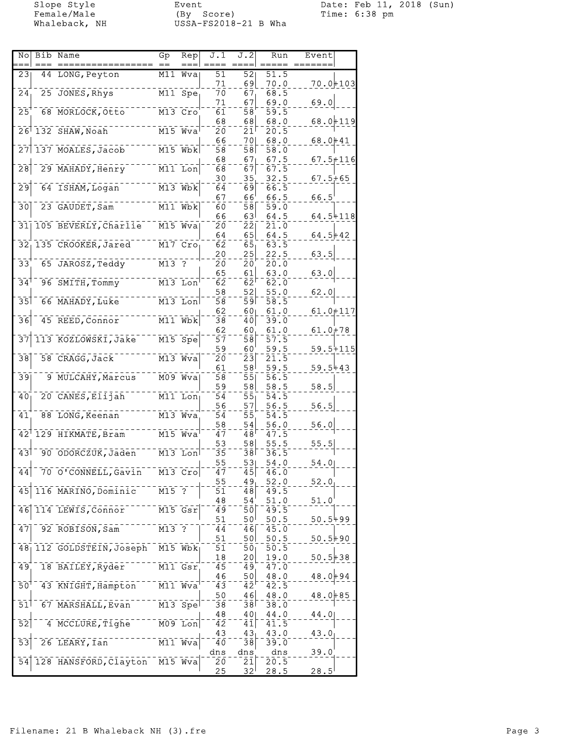Slope Style
Female/Male
Whaleback, NH

Event
(By Score)
USSA-FS2018-21 B Wha

Date: Feb 11, 2018 (Sun)
Time: 6:38 pm

| No | Bib | Name | Gp | Rep | J.1 | J.2 | Run | Event |
|---|---|---|---|---|---|---|---|---|
| 23 | 44 | LONG, Peyton | M11 | Wva | 51 | 52 | 51.5 | |
| | | | | | 71 | 69 | 70.0 | 70.0+103 |
| 24 | 25 | JONES, Rhys | M11 | Spe | 70 | 67 | 68.5 | |
| | | | | | 71 | 67 | 69.0 | 69.0 |
| 25 | 68 | MORLOCK, Otto | M13 | Cro | 61 | 58 | 59.5 | |
| | | | | | 68 | 68 | 68.0 | 68.0+119 |
| 26 | 132 | SHAW, Noah | M15 | Wva | 20 | 21 | 20.5 | |
| | | | | | 66 | 70 | 68.0 | 68.0+41 |
| 27 | 137 | MOALES, Jacob | M15 | Wbk | 58 | 58 | 58.0 | |
| | | | | | 68 | 67 | 67.5 | 67.5+116 |
| 28 | 29 | MAHADY, Henry | M11 | Lon | 68 | 67 | 67.5 | |
| | | | | | 30 | 35 | 32.5 | 67.5+65 |
| 29 | 64 | ISHAM, Logan | M13 | Wbk | 64 | 69 | 66.5 | |
| | | | | | 67 | 66 | 66.5 | 66.5 |
| 30 | 23 | GAUDET, Sam | M11 | Wbk | 60 | 58 | 59.0 | |
| | | | | | 66 | 63 | 64.5 | 64.5+118 |
| 31 | 105 | BEVERLY, Charlie | M15 | Wva | 20 | 22 | 21.0 | |
| | | | | | 64 | 65 | 64.5 | 64.5+42 |
| 32 | 135 | CROOKER, Jared | M17 | Cro | 62 | 65 | 63.5 | |
| | | | | | 20 | 25 | 22.5 | 63.5 |
| 33 | 65 | JAROSZ, Teddy | M13 | ? | 20 | 20 | 20.0 | |
| | | | | | 65 | 61 | 63.0 | 63.0 |
| 34 | 96 | SMITH, Tommy | M13 | Lon | 62 | 62 | 62.0 | |
| | | | | | 58 | 52 | 55.0 | 62.0 |
| 35 | 66 | MAHADY, Luke | M13 | Lon | 58 | 59 | 58.5 | |
| | | | | | 62 | 60 | 61.0 | 61.0+117 |
| 36 | 45 | REED, Connor | M11 | Wbk | 38 | 40 | 39.0 | |
| | | | | | 62 | 60 | 61.0 | 61.0+78 |
| 37 | 113 | KOZLOWSKI, Jake | M15 | Spe | 57 | 58 | 57.5 | |
| | | | | | 59 | 60 | 59.5 | 59.5+115 |
| 38 | 58 | CRAGG, Jack | M13 | Wva | 20 | 23 | 21.5 | |
| | | | | | 61 | 58 | 59.5 | 59.5+43 |
| 39 | 9 | MULCAHY, Marcus | M09 | Wva | 58 | 55 | 56.5 | |
| | | | | | 59 | 58 | 58.5 | 58.5 |
| 40 | 20 | CANES, Elijah | M11 | Lon | 54 | 55 | 54.5 | |
| | | | | | 56 | 57 | 56.5 | 56.5 |
| 41 | 88 | LONG, Keenan | M13 | Wva | 54 | 55 | 54.5 | |
| | | | | | 58 | 54 | 56.0 | 56.0 |
| 42 | 129 | HIKMATE, Bram | M15 | Wva | 47 | 48 | 47.5 | |
| | | | | | 53 | 58 | 55.5 | 55.5 |
| 43 | 90 | ODORCZUK, Jaden | M13 | Lon | 35 | 38 | 36.5 | |
| | | | | | 55 | 53 | 54.0 | 54.0 |
| 44 | 70 | O'CONNELL, Gavin | M13 | Cro | 47 | 45 | 46.0 | |
| | | | | | 55 | 49 | 52.0 | 52.0 |
| 45 | 116 | MARINO, Dominic | M15 | ? | 51 | 48 | 49.5 | |
| | | | | | 48 | 54 | 51.0 | 51.0 |
| 46 | 114 | LEWIS, Connor | M15 | Gsr | 49 | 50 | 49.5 | |
| | | | | | 51 | 50 | 50.5 | 50.5+99 |
| 47 | 92 | ROBISON, Sam | M13 | ? | 44 | 46 | 45.0 | |
| | | | | | 51 | 50 | 50.5 | 50.5+90 |
| 48 | 112 | GOLDSTEIN, Joseph | M15 | Wbk | 51 | 50 | 50.5 | |
| | | | | | 18 | 20 | 19.0 | 50.5+38 |
| 49 | 18 | BAILEY, Ryder | M11 | Gsr | 45 | 49 | 47.0 | |
| | | | | | 46 | 50 | 48.0 | 48.0+94 |
| 50 | 43 | KNIGHT, Hampton | M11 | Wva | 43 | 42 | 42.5 | |
| | | | | | 50 | 46 | 48.0 | 48.0+85 |
| 51 | 67 | MARSHALL, Evan | M13 | Spe | 38 | 38 | 38.0 | |
| | | | | | 48 | 40 | 44.0 | 44.0 |
| 52 | 4 | MCCLURE, Tighe | M09 | Lon | 42 | 41 | 41.5 | |
| | | | | | 43 | 43 | 43.0 | 43.0 |
| 53 | 26 | LEARY, Ian | M11 | Wva | 40 | 38 | 39.0 | |
| | | | | | dns | dns | dns | 39.0 |
| 54 | 128 | HANSFORD, Clayton | M15 | Wva | 20 | 21 | 20.5 | |
| | | | | | 25 | 32 | 28.5 | 28.5 |

Filename: 21 B Whaleback NH (3).fre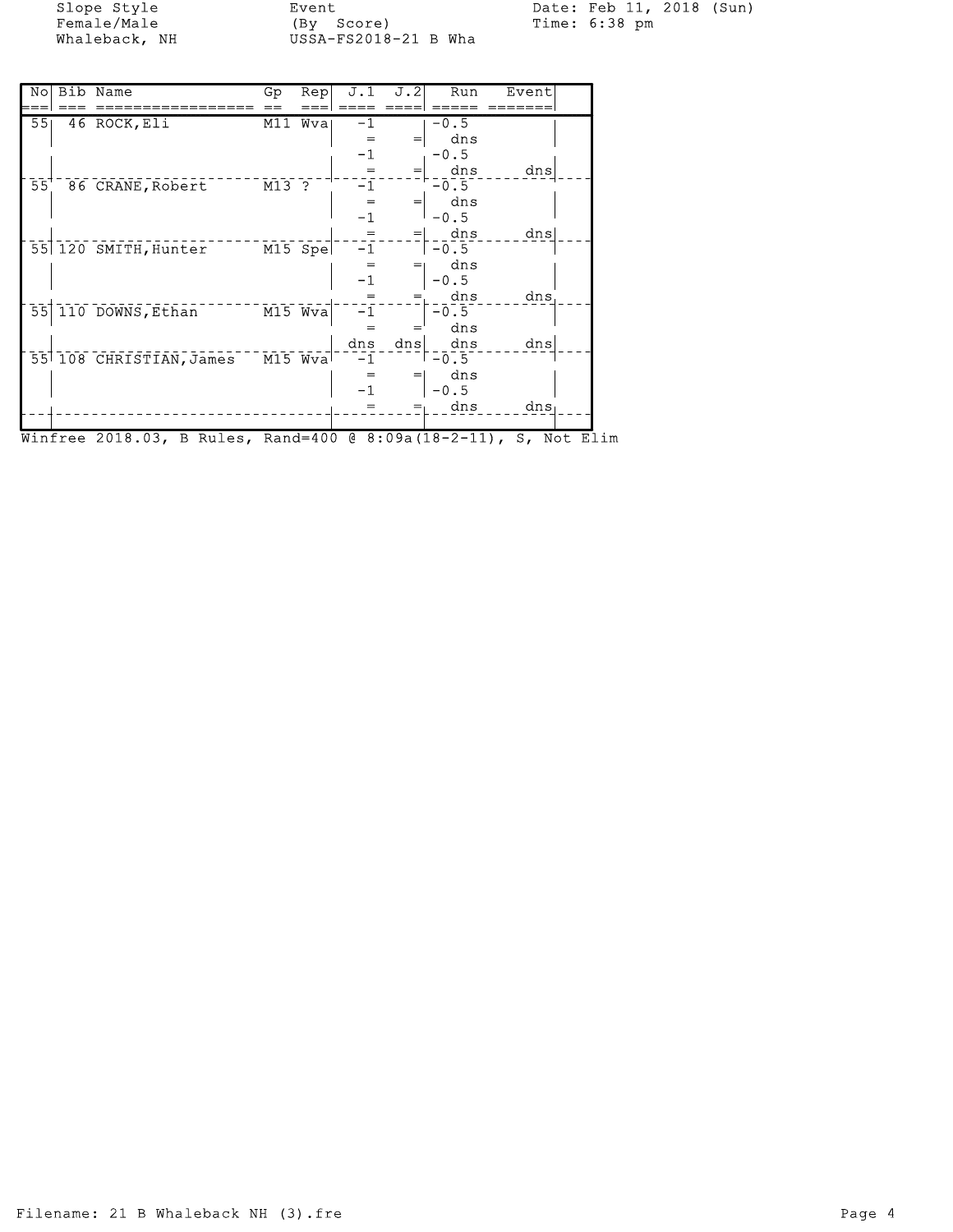Slope Style  
Female/Male  
Whaleback, NH

Event  
(By Score)  
USSA-FS2018-21 B Wha

Date: Feb 11, 2018 (Sun)  
Time: 6:38 pm

| No | Bib | Name | Gp | Rep | J.1 | J.2 | Run | Event |
|---|---|---|---|---|---|---|---|---|
| 55 | 46 | ROCK,Eli | M11 | Wva | -1 | | -0.5 | |
| | | | | | = | = | dns | |
| | | | | | -1 | | -0.5 | |
| | | | | | = | = | dns | dns |
| 55 | 86 | CRANE,Robert | M13 | ? | -1 | | -0.5 | |
| | | | | | = | = | dns | |
| | | | | | -1 | | -0.5 | |
| | | | | | = | = | dns | dns |
| 55 | 120 | SMITH,Hunter | M15 | Spe | -1 | | -0.5 | |
| | | | | | = | = | dns | |
| | | | | | -1 | | -0.5 | |
| | | | | | = | = | dns | dns |
| 55 | 110 | DOWNS,Ethan | M15 | Wva | -1 | | -0.5 | |
| | | | | | = | = | dns | |
| | | | | | dns | dns | dns | dns |
| 55 | 108 | CHRISTIAN,James | M15 | Wva | -1 | | -0.5 | |
| | | | | | = | = | dns | |
| | | | | | -1 | | -0.5 | |
| | | | | | = | = | dns | dns |

Winfree 2018.03, B Rules, Rand=400 @ 8:09a(18-2-11), S, Not Elim

Filename: 21 B Whaleback NH (3).fre